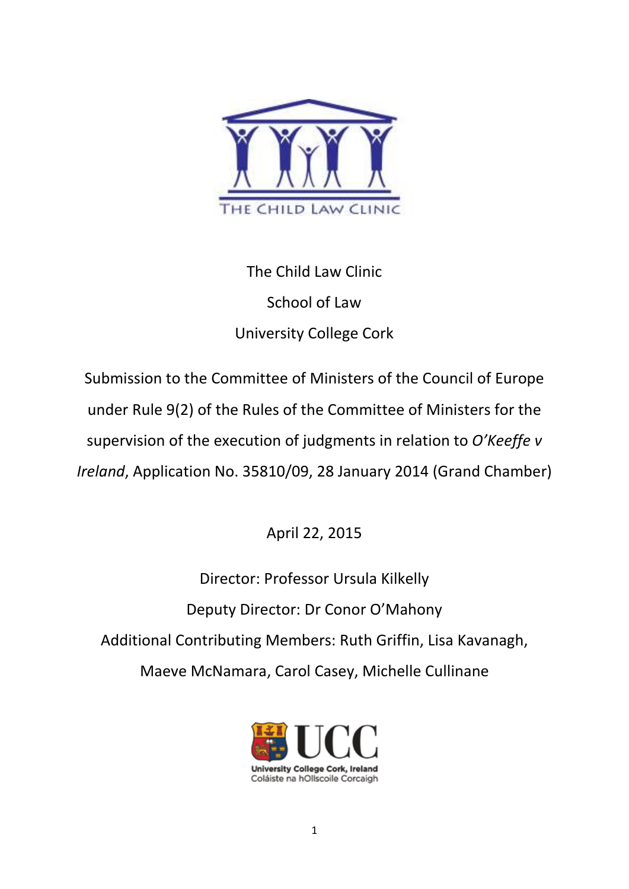THE CHILD LAW CLINIC

The Child Law Clinic

School of Law

University College Cork

Submission to the Committee of Ministers of the Council of Europe under Rule 9(2) of the Rules of the Committee of Ministers for the supervision of the execution of judgments in relation to *O'Keeffe v Ireland*, Application No. 35810/09, 28 January 2014 (Grand Chamber)

April 22, 2015

Director: Professor Ursula Kilkelly

Deputy Director: Dr Conor O'Mahony

Additional Contributing Members: Ruth Griffin, Lisa Kavanagh, Maeve McNamara, Carol Casey, Michelle Cullinane

UCC

University College Cork, Ireland

Coláiste na hOllscoile Corcaigh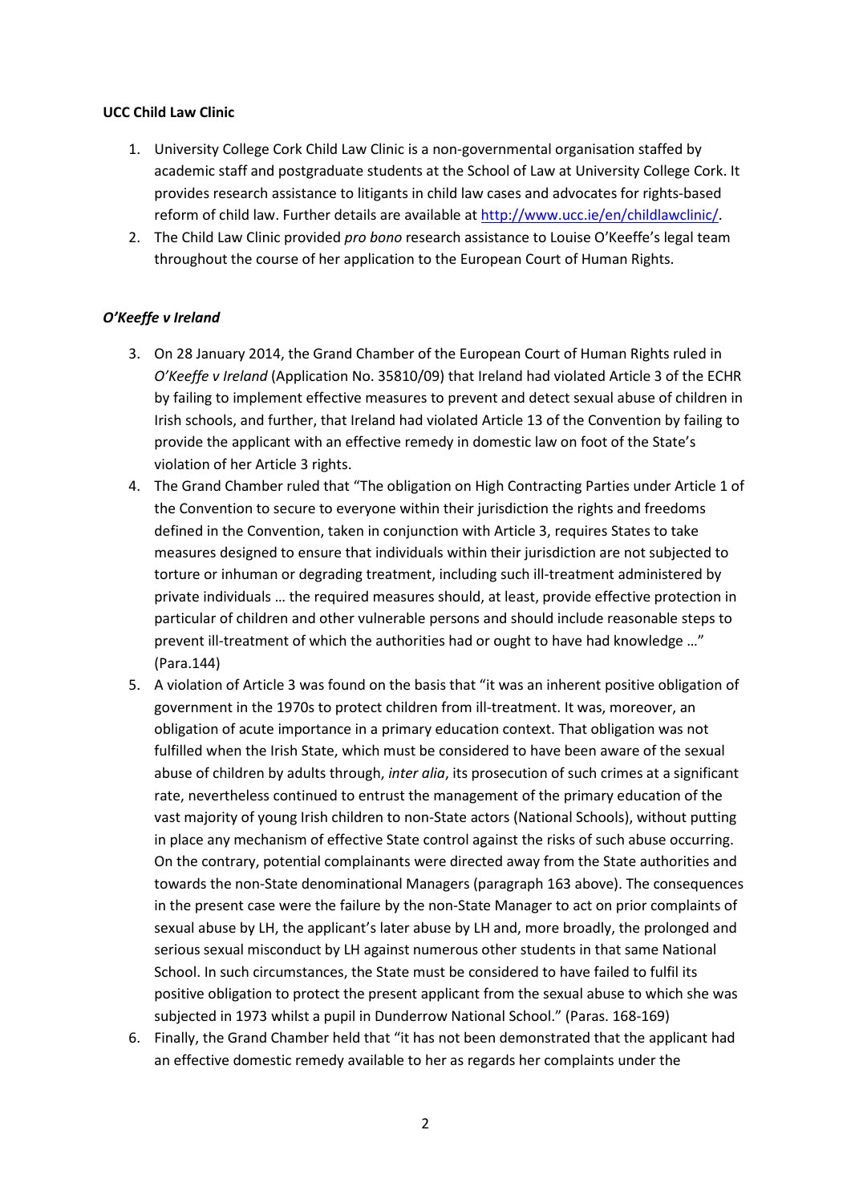**UCC Child Law Clinic**

1. University College Cork Child Law Clinic is a non-governmental organisation staffed by academic staff and postgraduate students at the School of Law at University College Cork. It provides research assistance to litigants in child law cases and advocates for rights-based reform of child law. Further details are available at [http://www.ucc.ie/en/childlawclinic/](http://www.ucc.ie/en/childlawclinic/).
2. The Child Law Clinic provided *pro bono* research assistance to Louise O'Keeffe's legal team throughout the course of her application to the European Court of Human Rights.

***O'Keeffe v Ireland***

3. On 28 January 2014, the Grand Chamber of the European Court of Human Rights ruled in *O'Keeffe v Ireland* (Application No. 35810/09) that Ireland had violated Article 3 of the ECHR by failing to implement effective measures to prevent and detect sexual abuse of children in Irish schools, and further, that Ireland had violated Article 13 of the Convention by failing to provide the applicant with an effective remedy in domestic law on foot of the State's violation of her Article 3 rights.
4. The Grand Chamber ruled that "The obligation on High Contracting Parties under Article 1 of the Convention to secure to everyone within their jurisdiction the rights and freedoms defined in the Convention, taken in conjunction with Article 3, requires States to take measures designed to ensure that individuals within their jurisdiction are not subjected to torture or inhuman or degrading treatment, including such ill-treatment administered by private individuals … the required measures should, at least, provide effective protection in particular of children and other vulnerable persons and should include reasonable steps to prevent ill-treatment of which the authorities had or ought to have had knowledge …" (Para.144)
5. A violation of Article 3 was found on the basis that "it was an inherent positive obligation of government in the 1970s to protect children from ill-treatment. It was, moreover, an obligation of acute importance in a primary education context. That obligation was not fulfilled when the Irish State, which must be considered to have been aware of the sexual abuse of children by adults through, *inter alia*, its prosecution of such crimes at a significant rate, nevertheless continued to entrust the management of the primary education of the vast majority of young Irish children to non-State actors (National Schools), without putting in place any mechanism of effective State control against the risks of such abuse occurring. On the contrary, potential complainants were directed away from the State authorities and towards the non-State denominational Managers (paragraph 163 above). The consequences in the present case were the failure by the non-State Manager to act on prior complaints of sexual abuse by LH, the applicant's later abuse by LH and, more broadly, the prolonged and serious sexual misconduct by LH against numerous other students in that same National School. In such circumstances, the State must be considered to have failed to fulfil its positive obligation to protect the present applicant from the sexual abuse to which she was subjected in 1973 whilst a pupil in Dunderrow National School." (Paras. 168-169)
6. Finally, the Grand Chamber held that "it has not been demonstrated that the applicant had an effective domestic remedy available to her as regards her complaints under the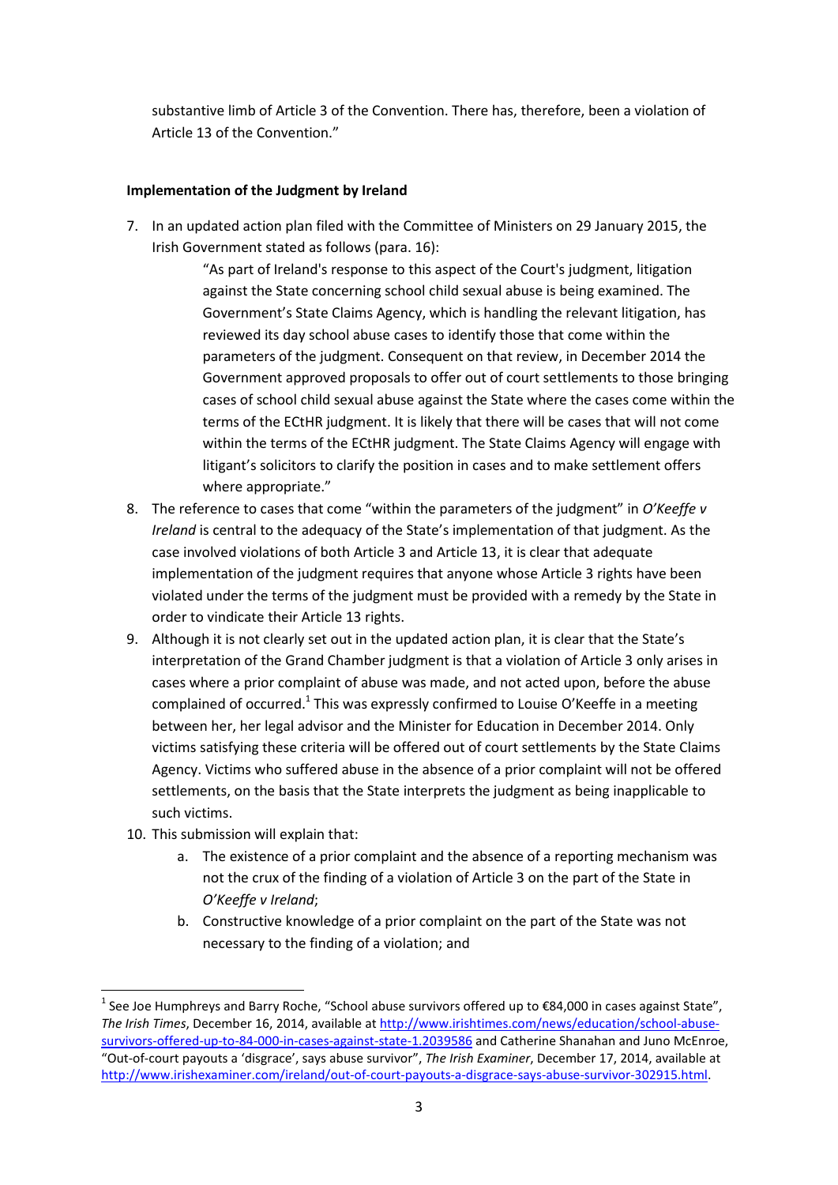substantive limb of Article 3 of the Convention. There has, therefore, been a violation of Article 13 of the Convention."

**Implementation of the Judgment by Ireland**

7. In an updated action plan filed with the Committee of Ministers on 29 January 2015, the Irish Government stated as follows (para. 16):

   > "As part of Ireland's response to this aspect of the Court's judgment, litigation against the State concerning school child sexual abuse is being examined. The Government's State Claims Agency, which is handling the relevant litigation, has reviewed its day school abuse cases to identify those that come within the parameters of the judgment. Consequent on that review, in December 2014 the Government approved proposals to offer out of court settlements to those bringing cases of school child sexual abuse against the State where the cases come within the terms of the ECtHR judgment. It is likely that there will be cases that will not come within the terms of the ECtHR judgment. The State Claims Agency will engage with litigant's solicitors to clarify the position in cases and to make settlement offers where appropriate."

8. The reference to cases that come "within the parameters of the judgment" in *O'Keeffe v Ireland* is central to the adequacy of the State's implementation of that judgment. As the case involved violations of both Article 3 and Article 13, it is clear that adequate implementation of the judgment requires that anyone whose Article 3 rights have been violated under the terms of the judgment must be provided with a remedy by the State in order to vindicate their Article 13 rights.
9. Although it is not clearly set out in the updated action plan, it is clear that the State's interpretation of the Grand Chamber judgment is that a violation of Article 3 only arises in cases where a prior complaint of abuse was made, and not acted upon, before the abuse complained of occurred.[1] This was expressly confirmed to Louise O'Keeffe in a meeting between her, her legal advisor and the Minister for Education in December 2014. Only victims satisfying these criteria will be offered out of court settlements by the State Claims Agency. Victims who suffered abuse in the absence of a prior complaint will not be offered settlements, on the basis that the State interprets the judgment as being inapplicable to such victims.
10. This submission will explain that:
    a. The existence of a prior complaint and the absence of a reporting mechanism was not the crux of the finding of a violation of Article 3 on the part of the State in *O'Keeffe v Ireland*;
    b. Constructive knowledge of a prior complaint on the part of the State was not necessary to the finding of a violation; and

[1] See Joe Humphreys and Barry Roche, "School abuse survivors offered up to €84,000 in cases against State", *The Irish Times*, December 16, 2014, available at http://www.irishtimes.com/news/education/school-abuse-survivors-offered-up-to-84-000-in-cases-against-state-1.2039586 and Catherine Shanahan and Juno McEnroe, "Out-of-court payouts a 'disgrace', says abuse survivor", *The Irish Examiner*, December 17, 2014, available at http://www.irishexaminer.com/ireland/out-of-court-payouts-a-disgrace-says-abuse-survivor-302915.html.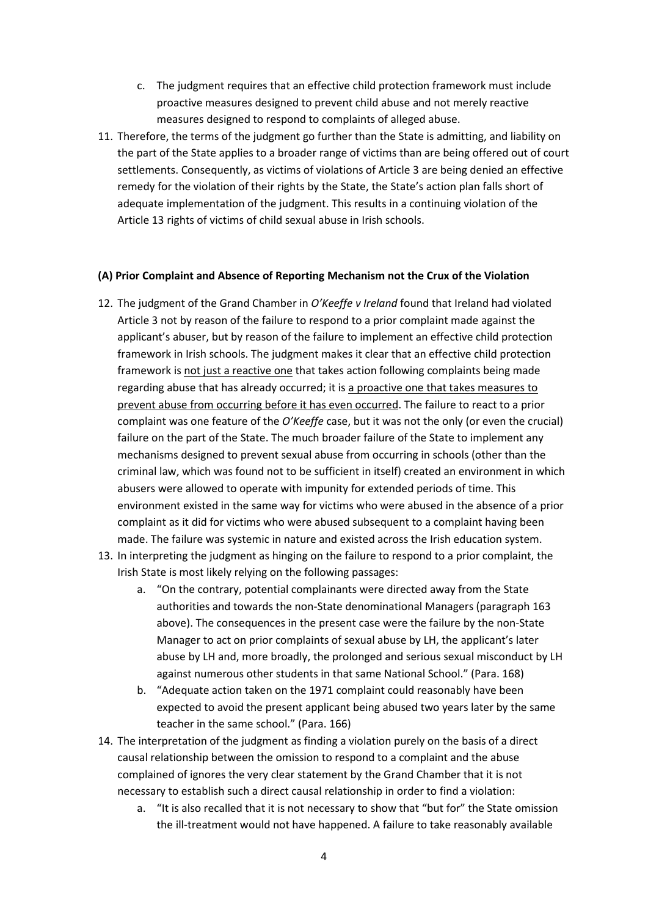c. The judgment requires that an effective child protection framework must include proactive measures designed to prevent child abuse and not merely reactive measures designed to respond to complaints of alleged abuse.

11. Therefore, the terms of the judgment go further than the State is admitting, and liability on the part of the State applies to a broader range of victims than are being offered out of court settlements. Consequently, as victims of violations of Article 3 are being denied an effective remedy for the violation of their rights by the State, the State's action plan falls short of adequate implementation of the judgment. This results in a continuing violation of the Article 13 rights of victims of child sexual abuse in Irish schools.

**(A) Prior Complaint and Absence of Reporting Mechanism not the Crux of the Violation**

12. The judgment of the Grand Chamber in *O'Keeffe v Ireland* found that Ireland had violated Article 3 not by reason of the failure to respond to a prior complaint made against the applicant's abuser, but by reason of the failure to implement an effective child protection framework in Irish schools. The judgment makes it clear that an effective child protection framework is <u>not just a reactive one</u> that takes action following complaints being made regarding abuse that has already occurred; it is <u>a proactive one that takes measures to prevent abuse from occurring before it has even occurred</u>. The failure to react to a prior complaint was one feature of the *O'Keeffe* case, but it was not the only (or even the crucial) failure on the part of the State. The much broader failure of the State to implement any mechanisms designed to prevent sexual abuse from occurring in schools (other than the criminal law, which was found not to be sufficient in itself) created an environment in which abusers were allowed to operate with impunity for extended periods of time. This environment existed in the same way for victims who were abused in the absence of a prior complaint as it did for victims who were abused subsequent to a complaint having been made. The failure was systemic in nature and existed across the Irish education system.

13. In interpreting the judgment as hinging on the failure to respond to a prior complaint, the Irish State is most likely relying on the following passages:
    a. "On the contrary, potential complainants were directed away from the State authorities and towards the non-State denominational Managers (paragraph 163 above). The consequences in the present case were the failure by the non-State Manager to act on prior complaints of sexual abuse by LH, the applicant's later abuse by LH and, more broadly, the prolonged and serious sexual misconduct by LH against numerous other students in that same National School." (Para. 168)
    b. "Adequate action taken on the 1971 complaint could reasonably have been expected to avoid the present applicant being abused two years later by the same teacher in the same school." (Para. 166)

14. The interpretation of the judgment as finding a violation purely on the basis of a direct causal relationship between the omission to respond to a complaint and the abuse complained of ignores the very clear statement by the Grand Chamber that it is not necessary to establish such a direct causal relationship in order to find a violation:
    a. "It is also recalled that it is not necessary to show that "but for" the State omission the ill-treatment would not have happened. A failure to take reasonably available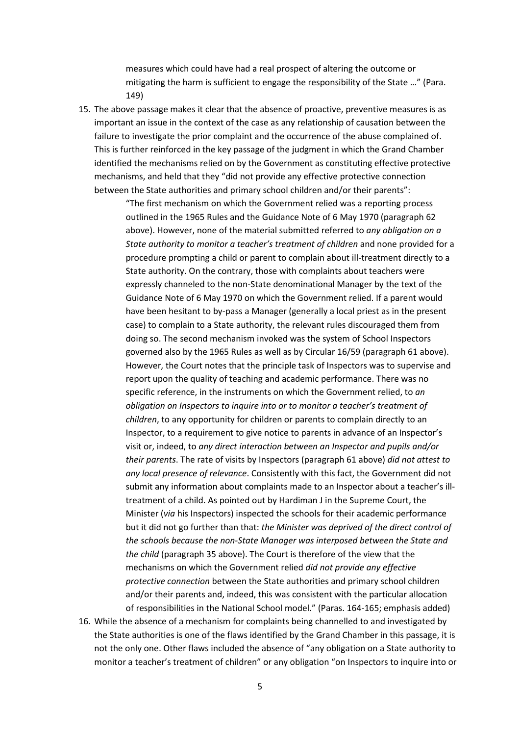> measures which could have had a real prospect of altering the outcome or mitigating the harm is sufficient to engage the responsibility of the State …" (Para. 149)

15. The above passage makes it clear that the absence of proactive, preventive measures is as important an issue in the context of the case as any relationship of causation between the failure to investigate the prior complaint and the occurrence of the abuse complained of. This is further reinforced in the key passage of the judgment in which the Grand Chamber identified the mechanisms relied on by the Government as constituting effective protective mechanisms, and held that they "did not provide any effective protective connection between the State authorities and primary school children and/or their parents":

> "The first mechanism on which the Government relied was a reporting process outlined in the 1965 Rules and the Guidance Note of 6 May 1970 (paragraph 62 above). However, none of the material submitted referred to *any obligation on a State authority to monitor a teacher's treatment of children* and none provided for a procedure prompting a child or parent to complain about ill-treatment directly to a State authority. On the contrary, those with complaints about teachers were expressly channeled to the non-State denominational Manager by the text of the Guidance Note of 6 May 1970 on which the Government relied. If a parent would have been hesitant to by-pass a Manager (generally a local priest as in the present case) to complain to a State authority, the relevant rules discouraged them from doing so. The second mechanism invoked was the system of School Inspectors governed also by the 1965 Rules as well as by Circular 16/59 (paragraph 61 above). However, the Court notes that the principle task of Inspectors was to supervise and report upon the quality of teaching and academic performance. There was no specific reference, in the instruments on which the Government relied, to *an obligation on Inspectors to inquire into or to monitor a teacher's treatment of children*, to any opportunity for children or parents to complain directly to an Inspector, to a requirement to give notice to parents in advance of an Inspector's visit or, indeed, to *any direct interaction between an Inspector and pupils and/or their parents*. The rate of visits by Inspectors (paragraph 61 above) *did not attest to any local presence of relevance*. Consistently with this fact, the Government did not submit any information about complaints made to an Inspector about a teacher's ill-treatment of a child. As pointed out by Hardiman J in the Supreme Court, the Minister (*via* his Inspectors) inspected the schools for their academic performance but it did not go further than that: *the Minister was deprived of the direct control of the schools because the non-State Manager was interposed between the State and the child* (paragraph 35 above). The Court is therefore of the view that the mechanisms on which the Government relied *did not provide any effective protective connection* between the State authorities and primary school children and/or their parents and, indeed, this was consistent with the particular allocation of responsibilities in the National School model." (Paras. 164-165; emphasis added)

16. While the absence of a mechanism for complaints being channelled to and investigated by the State authorities is one of the flaws identified by the Grand Chamber in this passage, it is not the only one. Other flaws included the absence of "any obligation on a State authority to monitor a teacher's treatment of children" or any obligation "on Inspectors to inquire into or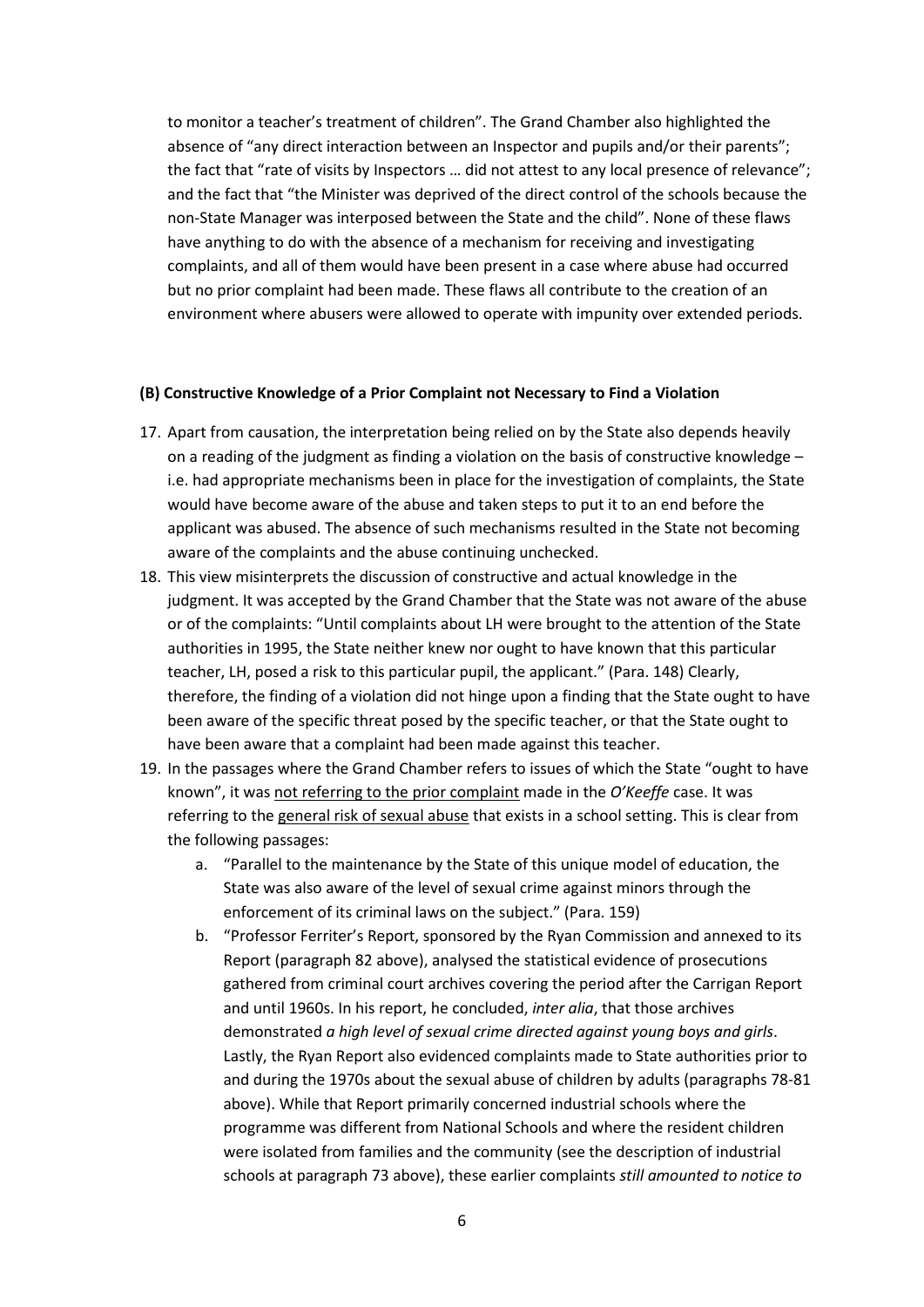to monitor a teacher's treatment of children". The Grand Chamber also highlighted the absence of "any direct interaction between an Inspector and pupils and/or their parents"; the fact that "rate of visits by Inspectors … did not attest to any local presence of relevance"; and the fact that "the Minister was deprived of the direct control of the schools because the non-State Manager was interposed between the State and the child". None of these flaws have anything to do with the absence of a mechanism for receiving and investigating complaints, and all of them would have been present in a case where abuse had occurred but no prior complaint had been made. These flaws all contribute to the creation of an environment where abusers were allowed to operate with impunity over extended periods.

**(B) Constructive Knowledge of a Prior Complaint not Necessary to Find a Violation**

17. Apart from causation, the interpretation being relied on by the State also depends heavily on a reading of the judgment as finding a violation on the basis of constructive knowledge – i.e. had appropriate mechanisms been in place for the investigation of complaints, the State would have become aware of the abuse and taken steps to put it to an end before the applicant was abused. The absence of such mechanisms resulted in the State not becoming aware of the complaints and the abuse continuing unchecked.
18. This view misinterprets the discussion of constructive and actual knowledge in the judgment. It was accepted by the Grand Chamber that the State was not aware of the abuse or of the complaints: "Until complaints about LH were brought to the attention of the State authorities in 1995, the State neither knew nor ought to have known that this particular teacher, LH, posed a risk to this particular pupil, the applicant." (Para. 148) Clearly, therefore, the finding of a violation did not hinge upon a finding that the State ought to have been aware of the specific threat posed by the specific teacher, or that the State ought to have been aware that a complaint had been made against this teacher.
19. In the passages where the Grand Chamber refers to issues of which the State "ought to have known", it was <u>not referring to the prior complaint</u> made in the *O'Keeffe* case. It was referring to the <u>general risk of sexual abuse</u> that exists in a school setting. This is clear from the following passages:
    a. "Parallel to the maintenance by the State of this unique model of education, the State was also aware of the level of sexual crime against minors through the enforcement of its criminal laws on the subject." (Para. 159)
    b. "Professor Ferriter's Report, sponsored by the Ryan Commission and annexed to its Report (paragraph 82 above), analysed the statistical evidence of prosecutions gathered from criminal court archives covering the period after the Carrigan Report and until 1960s. In his report, he concluded, *inter alia*, that those archives demonstrated *a high level of sexual crime directed against young boys and girls*. Lastly, the Ryan Report also evidenced complaints made to State authorities prior to and during the 1970s about the sexual abuse of children by adults (paragraphs 78-81 above). While that Report primarily concerned industrial schools where the programme was different from National Schools and where the resident children were isolated from families and the community (see the description of industrial schools at paragraph 73 above), these earlier complaints *still amounted to notice to*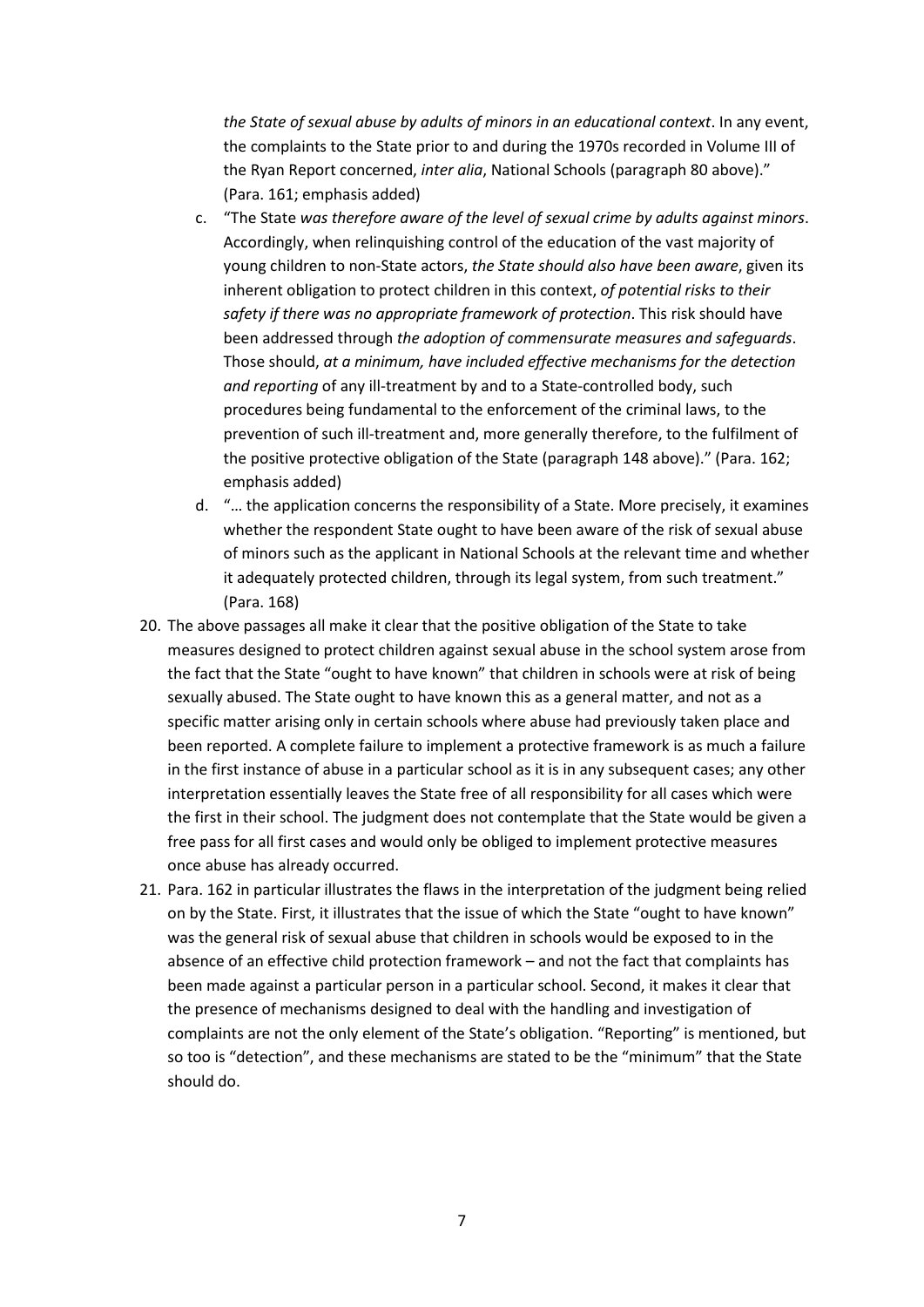*the State of sexual abuse by adults of minors in an educational context*. In any event, the complaints to the State prior to and during the 1970s recorded in Volume III of the Ryan Report concerned, *inter alia*, National Schools (paragraph 80 above)." (Para. 161; emphasis added)

c. "The State *was therefore aware of the level of sexual crime by adults against minors*. Accordingly, when relinquishing control of the education of the vast majority of young children to non-State actors, *the State should also have been aware*, given its inherent obligation to protect children in this context, *of potential risks to their safety if there was no appropriate framework of protection*. This risk should have been addressed through *the adoption of commensurate measures and safeguards*. Those should, *at a minimum, have included effective mechanisms for the detection and reporting* of any ill-treatment by and to a State-controlled body, such procedures being fundamental to the enforcement of the criminal laws, to the prevention of such ill-treatment and, more generally therefore, to the fulfilment of the positive protective obligation of the State (paragraph 148 above)." (Para. 162; emphasis added)

d. "… the application concerns the responsibility of a State. More precisely, it examines whether the respondent State ought to have been aware of the risk of sexual abuse of minors such as the applicant in National Schools at the relevant time and whether it adequately protected children, through its legal system, from such treatment." (Para. 168)

20. The above passages all make it clear that the positive obligation of the State to take measures designed to protect children against sexual abuse in the school system arose from the fact that the State "ought to have known" that children in schools were at risk of being sexually abused. The State ought to have known this as a general matter, and not as a specific matter arising only in certain schools where abuse had previously taken place and been reported. A complete failure to implement a protective framework is as much a failure in the first instance of abuse in a particular school as it is in any subsequent cases; any other interpretation essentially leaves the State free of all responsibility for all cases which were the first in their school. The judgment does not contemplate that the State would be given a free pass for all first cases and would only be obliged to implement protective measures once abuse has already occurred.

21. Para. 162 in particular illustrates the flaws in the interpretation of the judgment being relied on by the State. First, it illustrates that the issue of which the State "ought to have known" was the general risk of sexual abuse that children in schools would be exposed to in the absence of an effective child protection framework – and not the fact that complaints has been made against a particular person in a particular school. Second, it makes it clear that the presence of mechanisms designed to deal with the handling and investigation of complaints are not the only element of the State's obligation. "Reporting" is mentioned, but so too is "detection", and these mechanisms are stated to be the "minimum" that the State should do.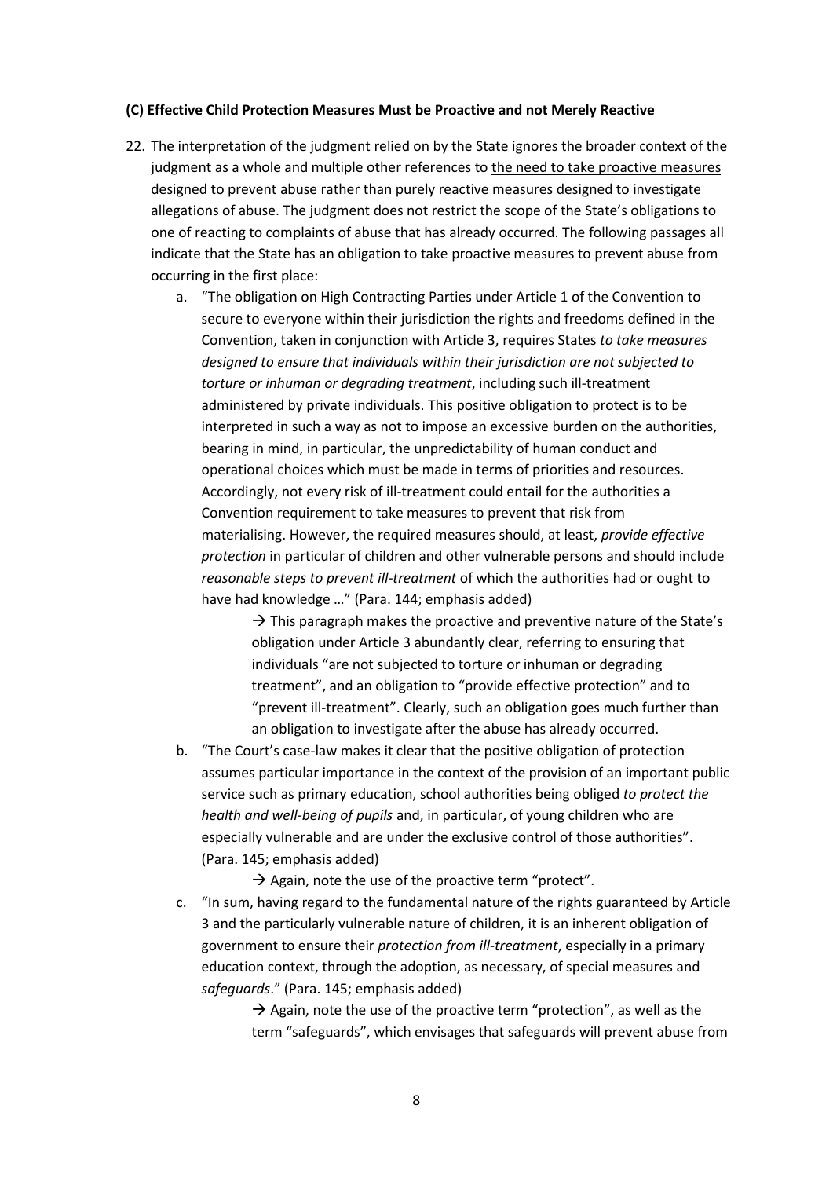**(C) Effective Child Protection Measures Must be Proactive and not Merely Reactive**

22. The interpretation of the judgment relied on by the State ignores the broader context of the judgment as a whole and multiple other references to <u>the need to take proactive measures designed to prevent abuse rather than purely reactive measures designed to investigate allegations of abuse</u>. The judgment does not restrict the scope of the State's obligations to one of reacting to complaints of abuse that has already occurred. The following passages all indicate that the State has an obligation to take proactive measures to prevent abuse from occurring in the first place:

    a. "The obligation on High Contracting Parties under Article 1 of the Convention to secure to everyone within their jurisdiction the rights and freedoms defined in the Convention, taken in conjunction with Article 3, requires States *to take measures designed to ensure that individuals within their jurisdiction are not subjected to torture or inhuman or degrading treatment*, including such ill-treatment administered by private individuals. This positive obligation to protect is to be interpreted in such a way as not to impose an excessive burden on the authorities, bearing in mind, in particular, the unpredictability of human conduct and operational choices which must be made in terms of priorities and resources. Accordingly, not every risk of ill-treatment could entail for the authorities a Convention requirement to take measures to prevent that risk from materialising. However, the required measures should, at least, *provide effective protection* in particular of children and other vulnerable persons and should include *reasonable steps to prevent ill-treatment* of which the authorities had or ought to have had knowledge …" (Para. 144; emphasis added)

        → This paragraph makes the proactive and preventive nature of the State's obligation under Article 3 abundantly clear, referring to ensuring that individuals "are not subjected to torture or inhuman or degrading treatment", and an obligation to "provide effective protection" and to "prevent ill-treatment". Clearly, such an obligation goes much further than an obligation to investigate after the abuse has already occurred.

    b. "The Court's case-law makes it clear that the positive obligation of protection assumes particular importance in the context of the provision of an important public service such as primary education, school authorities being obliged *to protect the health and well-being of pupils* and, in particular, of young children who are especially vulnerable and are under the exclusive control of those authorities". (Para. 145; emphasis added)

        → Again, note the use of the proactive term "protect".

    c. "In sum, having regard to the fundamental nature of the rights guaranteed by Article 3 and the particularly vulnerable nature of children, it is an inherent obligation of government to ensure their *protection from ill-treatment*, especially in a primary education context, through the adoption, as necessary, of special measures and *safeguards*." (Para. 145; emphasis added)

        → Again, note the use of the proactive term "protection", as well as the term "safeguards", which envisages that safeguards will prevent abuse from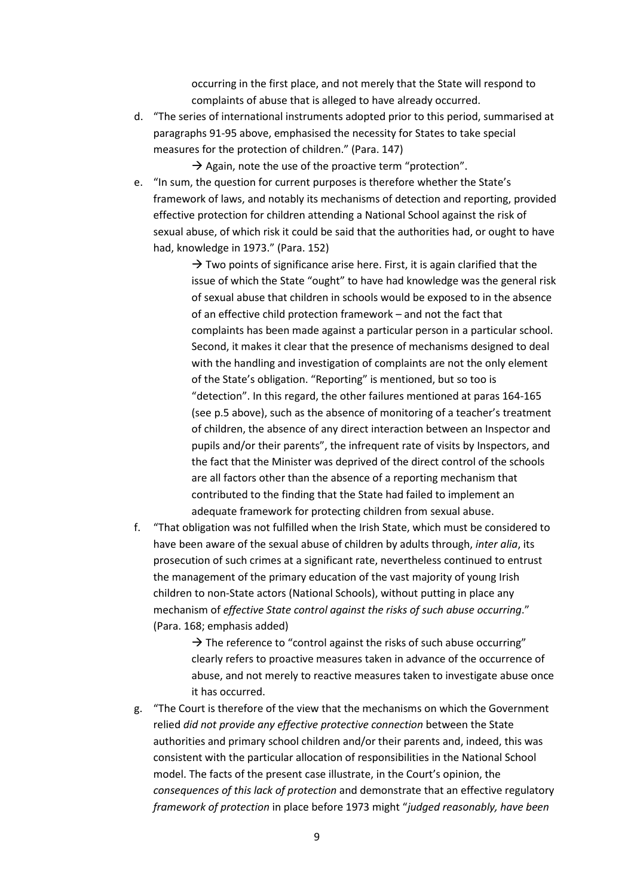occurring in the first place, and not merely that the State will respond to complaints of abuse that is alleged to have already occurred.

d. "The series of international instruments adopted prior to this period, summarised at paragraphs 91-95 above, emphasised the necessity for States to take special measures for the protection of children." (Para. 147)

   → Again, note the use of the proactive term "protection".

e. "In sum, the question for current purposes is therefore whether the State's framework of laws, and notably its mechanisms of detection and reporting, provided effective protection for children attending a National School against the risk of sexual abuse, of which risk it could be said that the authorities had, or ought to have had, knowledge in 1973." (Para. 152)

   → Two points of significance arise here. First, it is again clarified that the issue of which the State "ought" to have had knowledge was the general risk of sexual abuse that children in schools would be exposed to in the absence of an effective child protection framework – and not the fact that complaints has been made against a particular person in a particular school. Second, it makes it clear that the presence of mechanisms designed to deal with the handling and investigation of complaints are not the only element of the State's obligation. "Reporting" is mentioned, but so too is "detection". In this regard, the other failures mentioned at paras 164-165 (see p.5 above), such as the absence of monitoring of a teacher's treatment of children, the absence of any direct interaction between an Inspector and pupils and/or their parents", the infrequent rate of visits by Inspectors, and the fact that the Minister was deprived of the direct control of the schools are all factors other than the absence of a reporting mechanism that contributed to the finding that the State had failed to implement an adequate framework for protecting children from sexual abuse.

f. "That obligation was not fulfilled when the Irish State, which must be considered to have been aware of the sexual abuse of children by adults through, *inter alia*, its prosecution of such crimes at a significant rate, nevertheless continued to entrust the management of the primary education of the vast majority of young Irish children to non-State actors (National Schools), without putting in place any mechanism of *effective State control against the risks of such abuse occurring*." (Para. 168; emphasis added)

   → The reference to "control against the risks of such abuse occurring" clearly refers to proactive measures taken in advance of the occurrence of abuse, and not merely to reactive measures taken to investigate abuse once it has occurred.

g. "The Court is therefore of the view that the mechanisms on which the Government relied *did not provide any effective protective connection* between the State authorities and primary school children and/or their parents and, indeed, this was consistent with the particular allocation of responsibilities in the National School model. The facts of the present case illustrate, in the Court's opinion, the *consequences of this lack of protection* and demonstrate that an effective regulatory *framework of protection* in place before 1973 might "*judged reasonably, have been*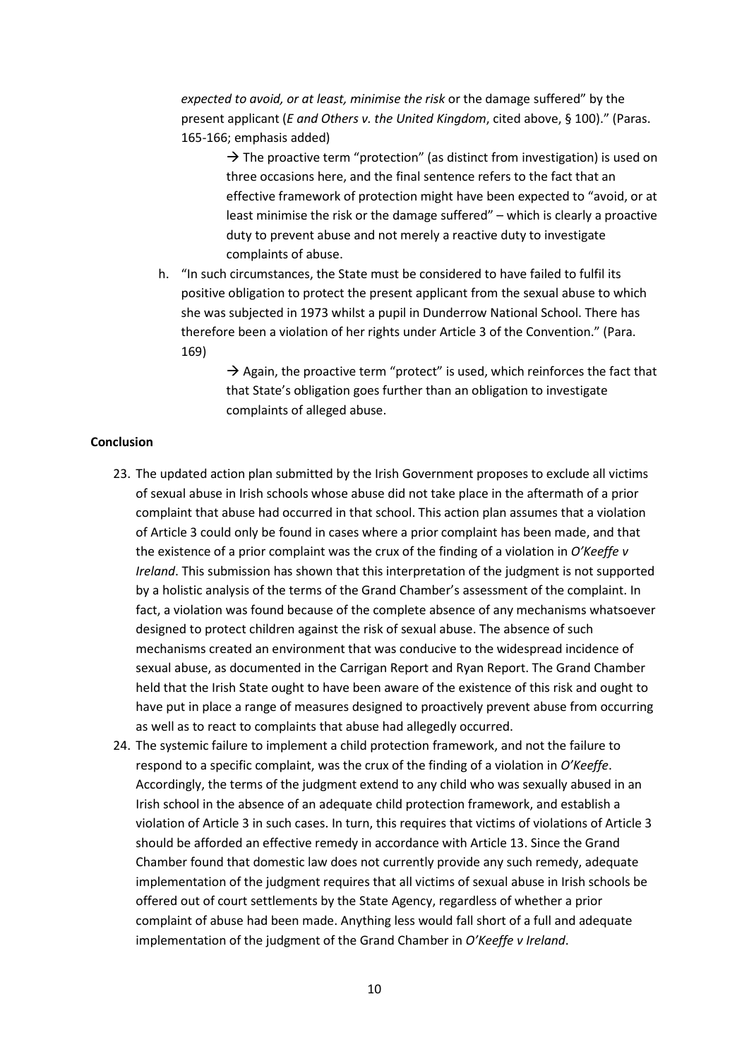*expected to avoid, or at least, minimise the risk* or the damage suffered" by the present applicant (*E and Others v. the United Kingdom*, cited above, § 100)." (Paras. 165-166; emphasis added)

> → The proactive term "protection" (as distinct from investigation) is used on three occasions here, and the final sentence refers to the fact that an effective framework of protection might have been expected to "avoid, or at least minimise the risk or the damage suffered" – which is clearly a proactive duty to prevent abuse and not merely a reactive duty to investigate complaints of abuse.

h. "In such circumstances, the State must be considered to have failed to fulfil its positive obligation to protect the present applicant from the sexual abuse to which she was subjected in 1973 whilst a pupil in Dunderrow National School. There has therefore been a violation of her rights under Article 3 of the Convention." (Para. 169)

> → Again, the proactive term "protect" is used, which reinforces the fact that that State's obligation goes further than an obligation to investigate complaints of alleged abuse.

**Conclusion**

23. The updated action plan submitted by the Irish Government proposes to exclude all victims of sexual abuse in Irish schools whose abuse did not take place in the aftermath of a prior complaint that abuse had occurred in that school. This action plan assumes that a violation of Article 3 could only be found in cases where a prior complaint has been made, and that the existence of a prior complaint was the crux of the finding of a violation in *O'Keeffe v Ireland*. This submission has shown that this interpretation of the judgment is not supported by a holistic analysis of the terms of the Grand Chamber's assessment of the complaint. In fact, a violation was found because of the complete absence of any mechanisms whatsoever designed to protect children against the risk of sexual abuse. The absence of such mechanisms created an environment that was conducive to the widespread incidence of sexual abuse, as documented in the Carrigan Report and Ryan Report. The Grand Chamber held that the Irish State ought to have been aware of the existence of this risk and ought to have put in place a range of measures designed to proactively prevent abuse from occurring as well as to react to complaints that abuse had allegedly occurred.

24. The systemic failure to implement a child protection framework, and not the failure to respond to a specific complaint, was the crux of the finding of a violation in *O'Keeffe*. Accordingly, the terms of the judgment extend to any child who was sexually abused in an Irish school in the absence of an adequate child protection framework, and establish a violation of Article 3 in such cases. In turn, this requires that victims of violations of Article 3 should be afforded an effective remedy in accordance with Article 13. Since the Grand Chamber found that domestic law does not currently provide any such remedy, adequate implementation of the judgment requires that all victims of sexual abuse in Irish schools be offered out of court settlements by the State Agency, regardless of whether a prior complaint of abuse had been made. Anything less would fall short of a full and adequate implementation of the judgment of the Grand Chamber in *O'Keeffe v Ireland*.